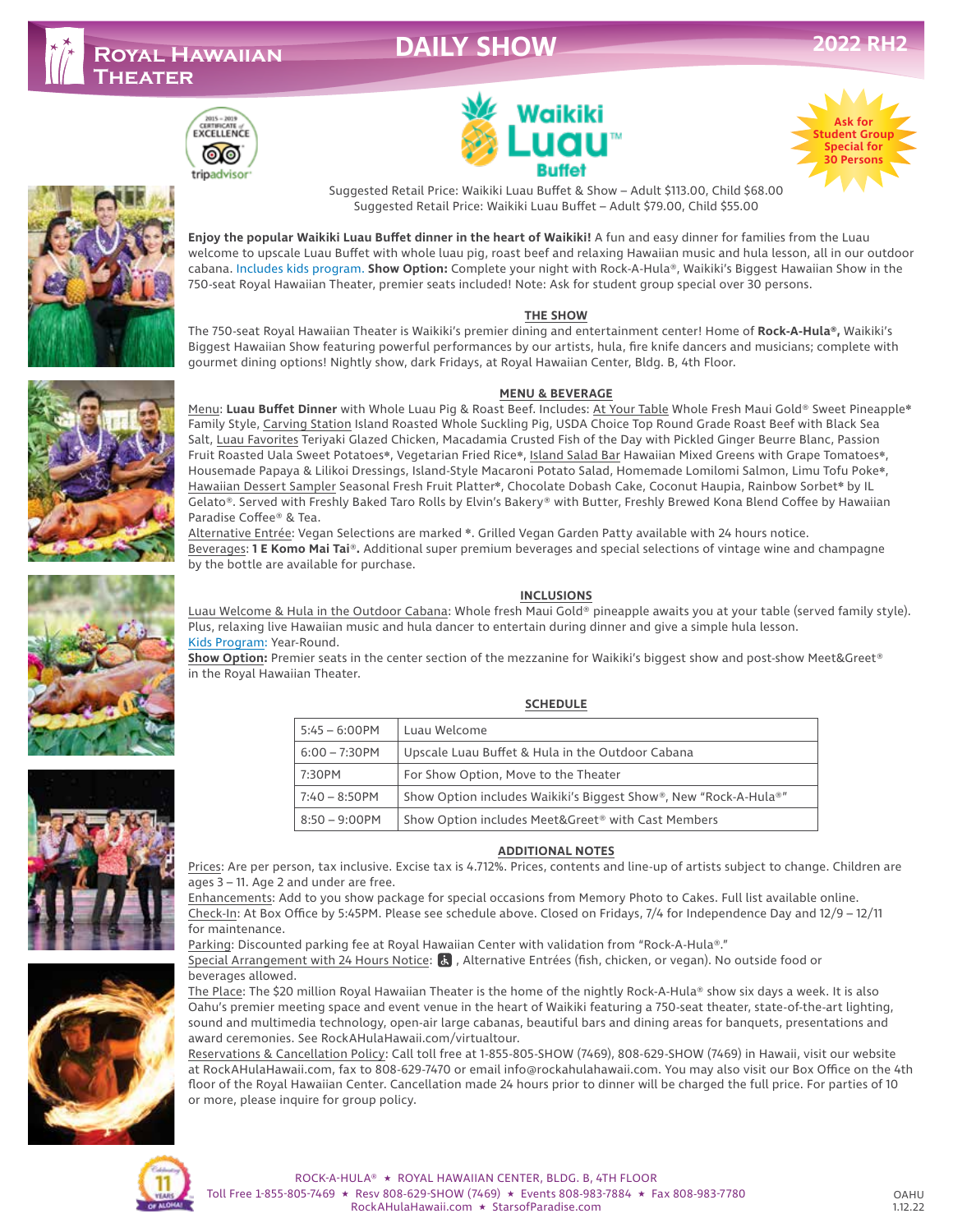# Royal Hawaiian Theater

## DAILY SHOW

2022 RH2

Waikiki Luau™ Buffet

Ask for Student Group Special for 30 Persons

Suggested Retail Price: Waikiki Luau Buffet & Show – Adult $113.00, Child $68.00
Suggested Retail Price: Waikiki Luau Buffet – Adult $79.00, Child $55.00

**Enjoy the popular Waikiki Luau Buffet dinner in the heart of Waikiki!** A fun and easy dinner for families from the Luau welcome to upscale Luau Buffet with whole luau pig, roast beef and relaxing Hawaiian music and hula lesson, all in our outdoor cabana. Includes kids program. **Show Option:** Complete your night with Rock-A-Hula®, Waikiki's Biggest Hawaiian Show in the 750-seat Royal Hawaiian Theater, premier seats included! Note: Ask for student group special over 30 persons.

### THE SHOW

The 750-seat Royal Hawaiian Theater is Waikiki's premier dining and entertainment center! Home of **Rock-A-Hula®,** Waikiki's Biggest Hawaiian Show featuring powerful performances by our artists, hula, fire knife dancers and musicians; complete with gourmet dining options! Nightly show, dark Fridays, at Royal Hawaiian Center, Bldg. B, 4th Floor.

### MENU & BEVERAGE

Menu: **Luau Buffet Dinner** with Whole Luau Pig & Roast Beef. Includes: At Your Table Whole Fresh Maui Gold® Sweet Pineapple* Family Style, Carving Station Island Roasted Whole Suckling Pig, USDA Choice Top Round Grade Roast Beef with Black Sea Salt, Luau Favorites Teriyaki Glazed Chicken, Macadamia Crusted Fish of the Day with Pickled Ginger Beurre Blanc, Passion Fruit Roasted Uala Sweet Potatoes*, Vegetarian Fried Rice*, Island Salad Bar Hawaiian Mixed Greens with Grape Tomatoes*, Housemade Papaya & Lilikoi Dressings, Island-Style Macaroni Potato Salad, Homemade Lomilomi Salmon, Limu Tofu Poke*, Hawaiian Dessert Sampler Seasonal Fresh Fruit Platter*, Chocolate Dobash Cake, Coconut Haupia, Rainbow Sorbet* by IL Gelato®. Served with Freshly Baked Taro Rolls by Elvin's Bakery® with Butter, Freshly Brewed Kona Blend Coffee by Hawaiian Paradise Coffee® & Tea.

Alternative Entrée: Vegan Selections are marked *. Grilled Vegan Garden Patty available with 24 hours notice.

Beverages: **1 E Komo Mai Tai®.** Additional super premium beverages and special selections of vintage wine and champagne by the bottle are available for purchase.

### INCLUSIONS

Luau Welcome & Hula in the Outdoor Cabana: Whole fresh Maui Gold® pineapple awaits you at your table (served family style). Plus, relaxing live Hawaiian music and hula dancer to entertain during dinner and give a simple hula lesson.

Kids Program: Year-Round.

**Show Option:** Premier seats in the center section of the mezzanine for Waikiki's biggest show and post-show Meet&Greet® in the Royal Hawaiian Theater.

### SCHEDULE

| Time | Activity |
|---|---|
| 5:45 – 6:00PM | Luau Welcome |
| 6:00 – 7:30PM | Upscale Luau Buffet & Hula in the Outdoor Cabana |
| 7:30PM | For Show Option, Move to the Theater |
| 7:40 – 8:50PM | Show Option includes Waikiki's Biggest Show®, New "Rock-A-Hula®" |
| 8:50 – 9:00PM | Show Option includes Meet&Greet® with Cast Members |

### ADDITIONAL NOTES

Prices: Are per person, tax inclusive. Excise tax is 4.712%. Prices, contents and line-up of artists subject to change. Children are ages 3 – 11. Age 2 and under are free.

Enhancements: Add to you show package for special occasions from Memory Photo to Cakes. Full list available online.

Check-In: At Box Office by 5:45PM. Please see schedule above. Closed on Fridays, 7/4 for Independence Day and 12/9 – 12/11 for maintenance.

Parking: Discounted parking fee at Royal Hawaiian Center with validation from "Rock-A-Hula®."

Special Arrangement with 24 Hours Notice: ♿, Alternative Entrées (fish, chicken, or vegan). No outside food or beverages allowed.

The Place: The $20 million Royal Hawaiian Theater is the home of the nightly Rock-A-Hula® show six days a week. It is also Oahu's premier meeting space and event venue in the heart of Waikiki featuring a 750-seat theater, state-of-the-art lighting, sound and multimedia technology, open-air large cabanas, beautiful bars and dining areas for banquets, presentations and award ceremonies. See RockAHulaHawaii.com/virtualtour.

Reservations & Cancellation Policy: Call toll free at 1-855-805-SHOW (7469), 808-629-SHOW (7469) in Hawaii, visit our website at RockAHulaHawaii.com, fax to 808-629-7470 or email info@rockahulahawaii.com. You may also visit our Box Office on the 4th floor of the Royal Hawaiian Center. Cancellation made 24 hours prior to dinner will be charged the full price. For parties of 10 or more, please inquire for group policy.

ROCK-A-HULA® ★ ROYAL HAWAIIAN CENTER, BLDG. B, 4TH FLOOR
Toll Free 1-855-805-7469 ★ Resv 808-629-SHOW (7469) ★ Events 808-983-7884 ★ Fax 808-983-7780
RockAHulaHawaii.com ★ StarsofParadise.com

OAHU 1.12.22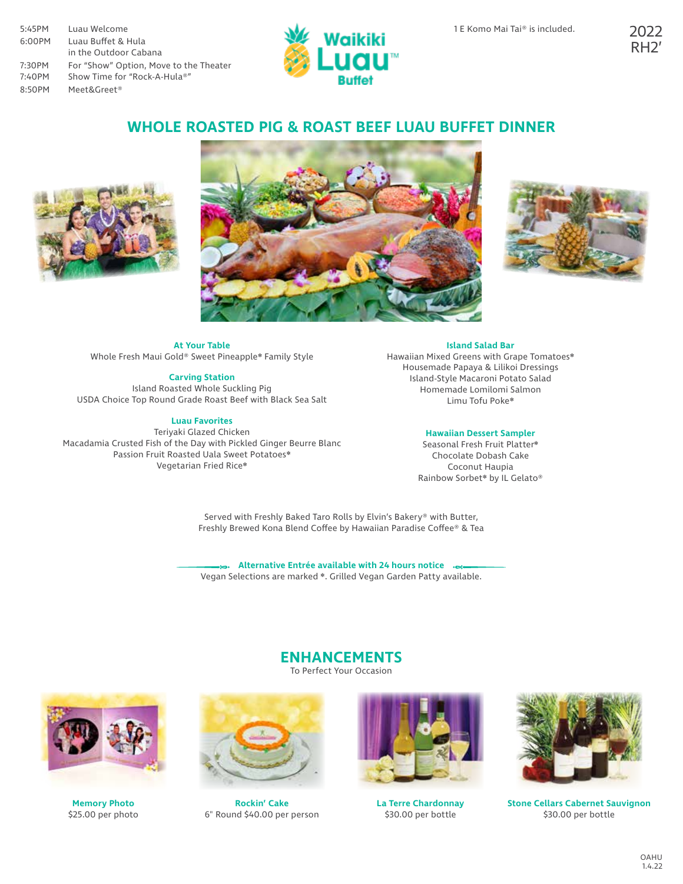| | |
|---|---|
| 5:45PM | Luau Welcome |
| 6:00PM | Luau Buffet & Hula in the Outdoor Cabana |
| 7:30PM | For "Show" Option, Move to the Theater |
| 7:40PM | Show Time for "Rock-A-Hula®" |
| 8:50PM | Meet&Greet® |

Waikiki Luau™ Buffet

1 E Komo Mai Tai® is included.

2022 RH2'

# WHOLE ROASTED PIG & ROAST BEEF LUAU BUFFET DINNER

### At Your Table
Whole Fresh Maui Gold® Sweet Pineapple* Family Style

### Carving Station
Island Roasted Whole Suckling Pig
USDA Choice Top Round Grade Roast Beef with Black Sea Salt

### Luau Favorites
Teriyaki Glazed Chicken
Macadamia Crusted Fish of the Day with Pickled Ginger Beurre Blanc
Passion Fruit Roasted Uala Sweet Potatoes*
Vegetarian Fried Rice*

### Island Salad Bar
Hawaiian Mixed Greens with Grape Tomatoes*
Housemade Papaya & Lilikoi Dressings
Island-Style Macaroni Potato Salad
Homemade Lomilomi Salmon
Limu Tofu Poke*

### Hawaiian Dessert Sampler
Seasonal Fresh Fruit Platter*
Chocolate Dobash Cake
Coconut Haupia
Rainbow Sorbet* by IL Gelato®

Served with Freshly Baked Taro Rolls by Elvin's Bakery® with Butter,
Freshly Brewed Kona Blend Coffee by Hawaiian Paradise Coffee® & Tea

**Alternative Entrée available with 24 hours notice**
Vegan Selections are marked *. Grilled Vegan Garden Patty available.

## ENHANCEMENTS
To Perfect Your Occasion

**Memory Photo**
$25.00 per photo

**Rockin' Cake**
6" Round $40.00 per person

**La Terre Chardonnay**
$30.00 per bottle

**Stone Cellars Cabernet Sauvignon**
$30.00 per bottle

OAHU
1.4.22